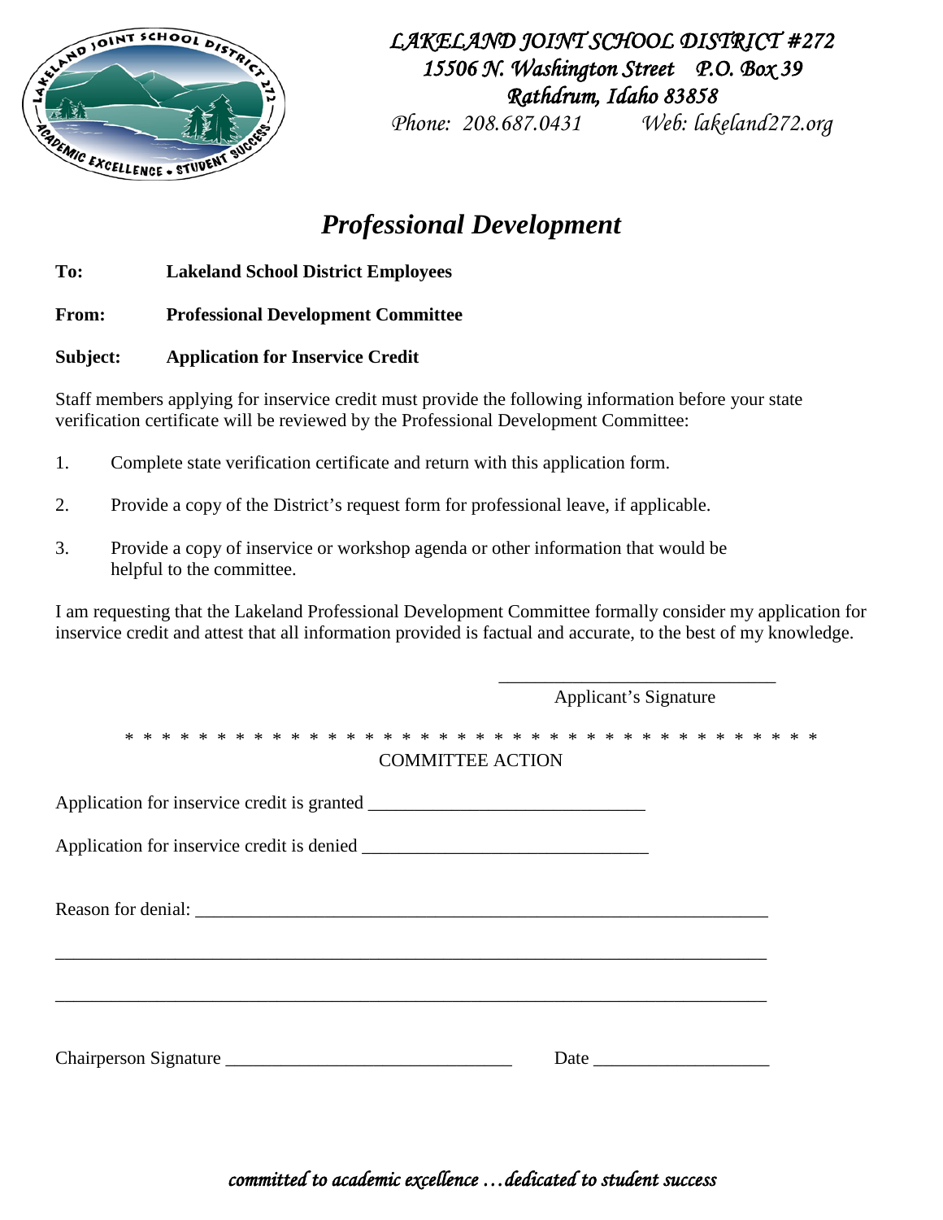*LAKELAND JOINT SCHOOL DISTRICT #272*
*15506 N. Washington Street P.O. Box 39*
*Rathdrum, Idaho 83858*
*Phone: 208.687.0431 Web: lakeland272.org*

# *Professional Development*

**To:** **Lakeland School District Employees**

**From:** **Professional Development Committee**

**Subject:** **Application for Inservice Credit**

Staff members applying for inservice credit must provide the following information before your state verification certificate will be reviewed by the Professional Development Committee:

1. Complete state verification certificate and return with this application form.
2. Provide a copy of the District's request form for professional leave, if applicable.
3. Provide a copy of inservice or workshop agenda or other information that would be helpful to the committee.

I am requesting that the Lakeland Professional Development Committee formally consider my application for inservice credit and attest that all information provided is factual and accurate, to the best of my knowledge.

______________________________
Applicant's Signature

* * * * * * * * * * * * * * * * * * * * * * * * * * * * * * * * * * * * * * *

COMMITTEE ACTION

Application for inservice credit is granted ______________________________

Application for inservice credit is denied ______________________________

Reason for denial: ______________________________________________________________

________________________________________________________________________________

________________________________________________________________________________

Chairperson Signature ______________________________ Date ___________________

*committed to academic excellence …dedicated to student success*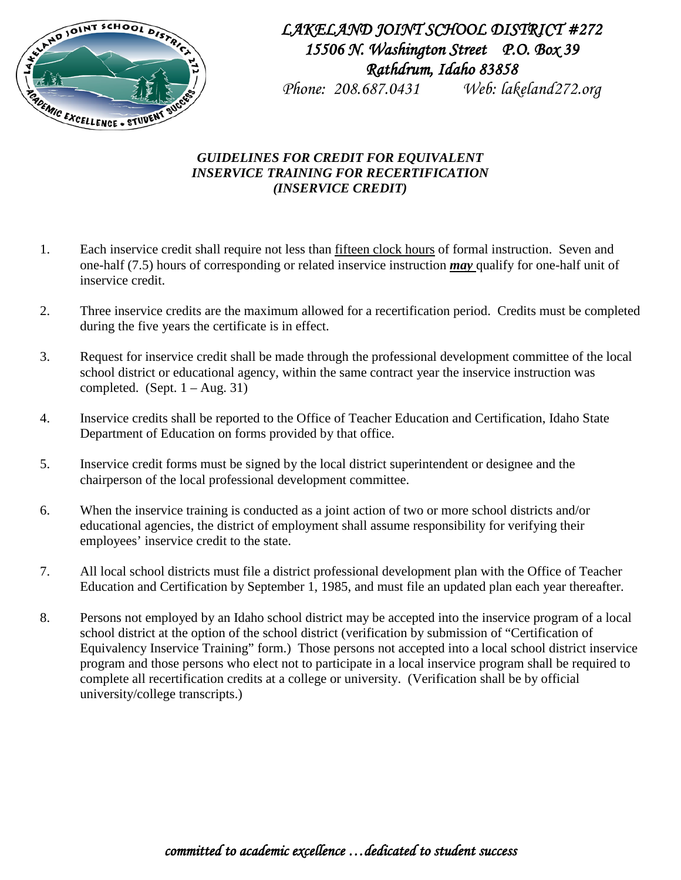# *LAKELAND JOINT SCHOOL DISTRICT #272*

*15506 N. Washington Street P.O. Box 39*
*Rathdrum, Idaho 83858*
*Phone: 208.687.0431 Web: lakeland272.org*

## *GUIDELINES FOR CREDIT FOR EQUIVALENT INSERVICE TRAINING FOR RECERTIFICATION (INSERVICE CREDIT)*

1. Each inservice credit shall require not less than fifteen clock hours of formal instruction. Seven and one-half (7.5) hours of corresponding or related inservice instruction ***may*** qualify for one-half unit of inservice credit.

2. Three inservice credits are the maximum allowed for a recertification period. Credits must be completed during the five years the certificate is in effect.

3. Request for inservice credit shall be made through the professional development committee of the local school district or educational agency, within the same contract year the inservice instruction was completed. (Sept. 1 – Aug. 31)

4. Inservice credits shall be reported to the Office of Teacher Education and Certification, Idaho State Department of Education on forms provided by that office.

5. Inservice credit forms must be signed by the local district superintendent or designee and the chairperson of the local professional development committee.

6. When the inservice training is conducted as a joint action of two or more school districts and/or educational agencies, the district of employment shall assume responsibility for verifying their employees' inservice credit to the state.

7. All local school districts must file a district professional development plan with the Office of Teacher Education and Certification by September 1, 1985, and must file an updated plan each year thereafter.

8. Persons not employed by an Idaho school district may be accepted into the inservice program of a local school district at the option of the school district (verification by submission of "Certification of Equivalency Inservice Training" form.) Those persons not accepted into a local school district inservice program and those persons who elect not to participate in a local inservice program shall be required to complete all recertification credits at a college or university. (Verification shall be by official university/college transcripts.)

*committed to academic excellence …dedicated to student success*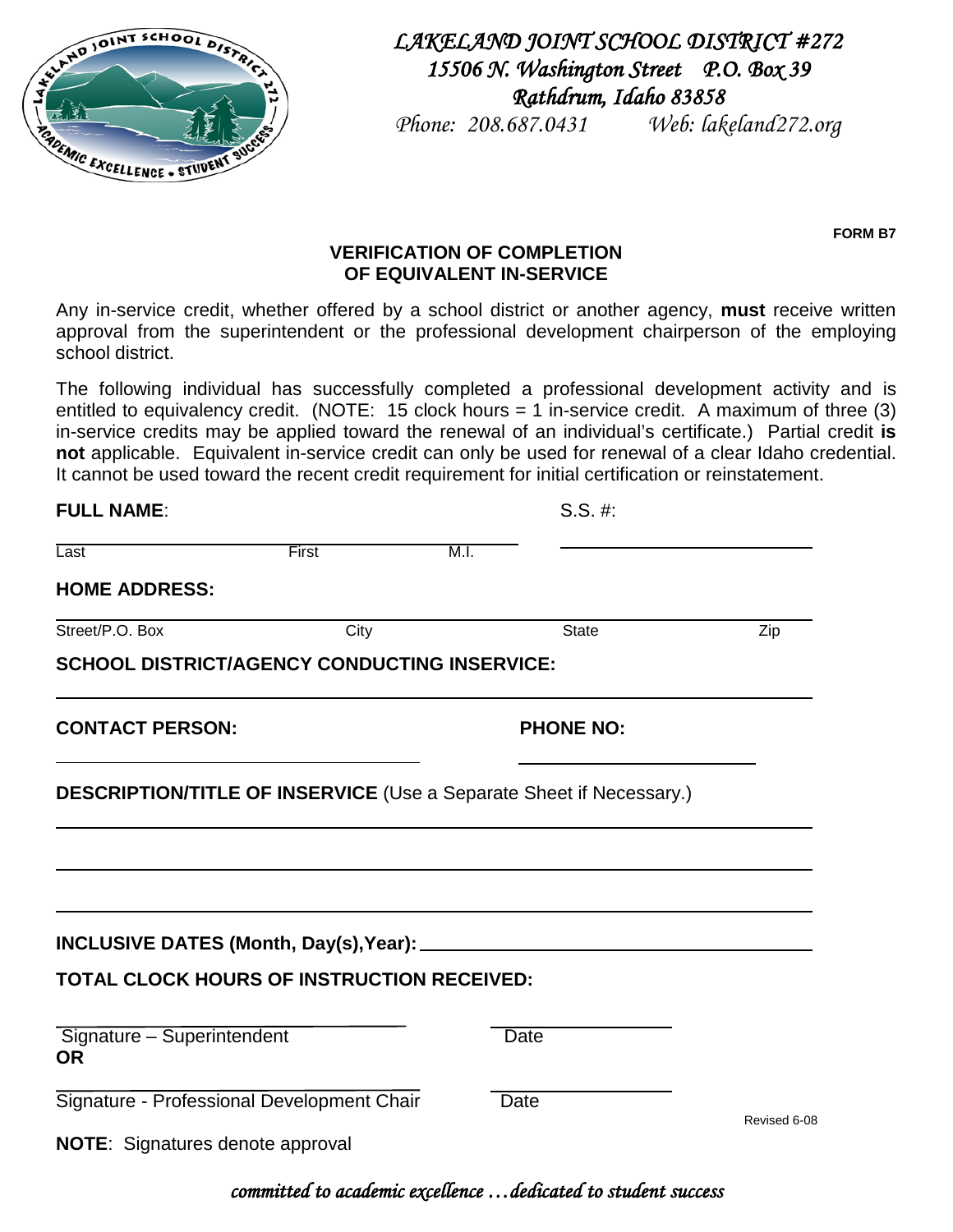*LAKELAND JOINT SCHOOL DISTRICT #272*
*15506 N. Washington Street P.O. Box 39*
*Rathdrum, Idaho 83858*
*Phone: 208.687.0431 Web: lakeland272.org*

**FORM B7**

## VERIFICATION OF COMPLETION OF EQUIVALENT IN-SERVICE

Any in-service credit, whether offered by a school district or another agency, **must** receive written approval from the superintendent or the professional development chairperson of the employing school district.

The following individual has successfully completed a professional development activity and is entitled to equivalency credit. (NOTE: 15 clock hours = 1 in-service credit. A maximum of three (3) in-service credits may be applied toward the renewal of an individual's certificate.) Partial credit **is not** applicable. Equivalent in-service credit can only be used for renewal of a clear Idaho credential. It cannot be used toward the recent credit requirement for initial certification or reinstatement.

**FULL NAME**: S.S. #:

______________________________________ ______________________
Last First M.I.

**HOME ADDRESS:**

______________________________________________________________
Street/P.O. Box City State Zip

**SCHOOL DISTRICT/AGENCY CONDUCTING INSERVICE:**

______________________________________________________________

**CONTACT PERSON:** **PHONE NO:**

______________________________ ______________________

**DESCRIPTION/TITLE OF INSERVICE** (Use a Separate Sheet if Necessary.)

______________________________________________________________

______________________________________________________________

______________________________________________________________

**INCLUSIVE DATES (Month, Day(s),Year):** ______________________________

**TOTAL CLOCK HOURS OF INSTRUCTION RECEIVED:**

______________________________ ______________
Signature – Superintendent Date
**OR**

______________________________ ______________
Signature - Professional Development Chair Date

Revised 6-08

**NOTE**: Signatures denote approval

*committed to academic excellence …dedicated to student success*